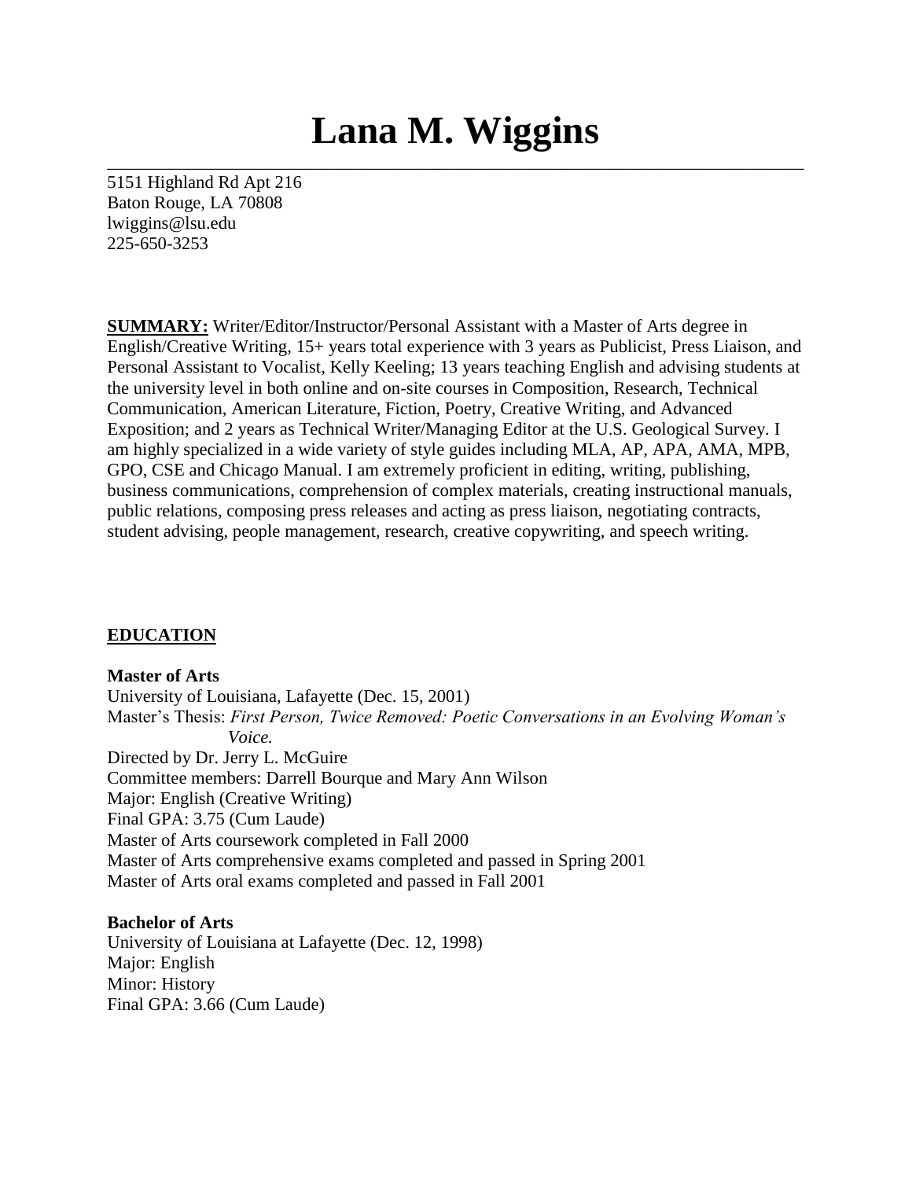# Lana M. Wiggins

5151 Highland Rd Apt 216
Baton Rouge, LA 70808
lwiggins@lsu.edu
225-650-3253

**SUMMARY:** Writer/Editor/Instructor/Personal Assistant with a Master of Arts degree in English/Creative Writing, 15+ years total experience with 3 years as Publicist, Press Liaison, and Personal Assistant to Vocalist, Kelly Keeling; 13 years teaching English and advising students at the university level in both online and on-site courses in Composition, Research, Technical Communication, American Literature, Fiction, Poetry, Creative Writing, and Advanced Exposition; and 2 years as Technical Writer/Managing Editor at the U.S. Geological Survey. I am highly specialized in a wide variety of style guides including MLA, AP, APA, AMA, MPB, GPO, CSE and Chicago Manual. I am extremely proficient in editing, writing, publishing, business communications, comprehension of complex materials, creating instructional manuals, public relations, composing press releases and acting as press liaison, negotiating contracts, student advising, people management, research, creative copywriting, and speech writing.

## EDUCATION

**Master of Arts**
University of Louisiana, Lafayette (Dec. 15, 2001)
Master's Thesis: *First Person, Twice Removed: Poetic Conversations in an Evolving Woman's Voice.*
Directed by Dr. Jerry L. McGuire
Committee members: Darrell Bourque and Mary Ann Wilson
Major: English (Creative Writing)
Final GPA: 3.75 (Cum Laude)
Master of Arts coursework completed in Fall 2000
Master of Arts comprehensive exams completed and passed in Spring 2001
Master of Arts oral exams completed and passed in Fall 2001

**Bachelor of Arts**
University of Louisiana at Lafayette (Dec. 12, 1998)
Major: English
Minor: History
Final GPA: 3.66 (Cum Laude)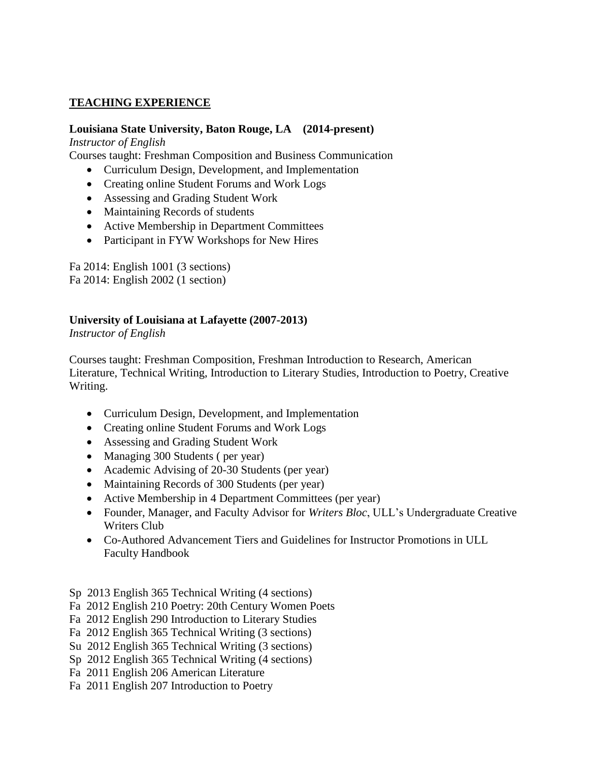## TEACHING EXPERIENCE

**Louisiana State University, Baton Rouge, LA (2014-present)**
*Instructor of English*
Courses taught: Freshman Composition and Business Communication

- Curriculum Design, Development, and Implementation
- Creating online Student Forums and Work Logs
- Assessing and Grading Student Work
- Maintaining Records of students
- Active Membership in Department Committees
- Participant in FYW Workshops for New Hires

Fa 2014: English 1001 (3 sections)
Fa 2014: English 2002 (1 section)

**University of Louisiana at Lafayette (2007-2013)**
*Instructor of English*

Courses taught: Freshman Composition, Freshman Introduction to Research, American Literature, Technical Writing, Introduction to Literary Studies, Introduction to Poetry, Creative Writing.

- Curriculum Design, Development, and Implementation
- Creating online Student Forums and Work Logs
- Assessing and Grading Student Work
- Managing 300 Students ( per year)
- Academic Advising of 20-30 Students (per year)
- Maintaining Records of 300 Students (per year)
- Active Membership in 4 Department Committees (per year)
- Founder, Manager, and Faculty Advisor for *Writers Bloc*, ULL's Undergraduate Creative Writers Club
- Co-Authored Advancement Tiers and Guidelines for Instructor Promotions in ULL Faculty Handbook

Sp 2013 English 365 Technical Writing (4 sections)
Fa 2012 English 210 Poetry: 20th Century Women Poets
Fa 2012 English 290 Introduction to Literary Studies
Fa 2012 English 365 Technical Writing (3 sections)
Su 2012 English 365 Technical Writing (3 sections)
Sp 2012 English 365 Technical Writing (4 sections)
Fa 2011 English 206 American Literature
Fa 2011 English 207 Introduction to Poetry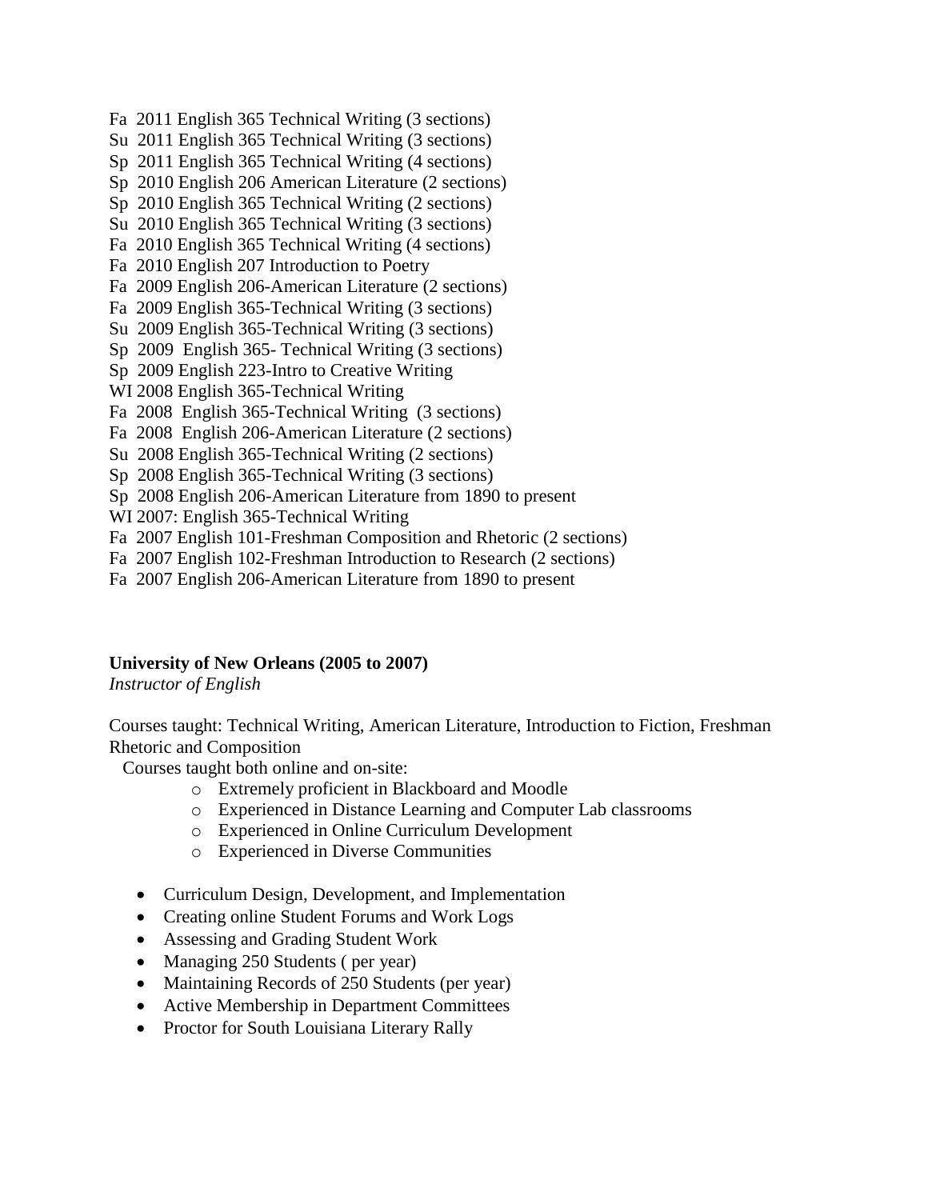Fa 2011 English 365 Technical Writing (3 sections)
Su 2011 English 365 Technical Writing (3 sections)
Sp 2011 English 365 Technical Writing (4 sections)
Sp 2010 English 206 American Literature (2 sections)
Sp 2010 English 365 Technical Writing (2 sections)
Su 2010 English 365 Technical Writing (3 sections)
Fa 2010 English 365 Technical Writing (4 sections)
Fa 2010 English 207 Introduction to Poetry
Fa 2009 English 206-American Literature (2 sections)
Fa 2009 English 365-Technical Writing (3 sections)
Su 2009 English 365-Technical Writing (3 sections)
Sp 2009 English 365- Technical Writing (3 sections)
Sp 2009 English 223-Intro to Creative Writing
WI 2008 English 365-Technical Writing
Fa 2008 English 365-Technical Writing (3 sections)
Fa 2008 English 206-American Literature (2 sections)
Su 2008 English 365-Technical Writing (2 sections)
Sp 2008 English 365-Technical Writing (3 sections)
Sp 2008 English 206-American Literature from 1890 to present
WI 2007: English 365-Technical Writing
Fa 2007 English 101-Freshman Composition and Rhetoric (2 sections)
Fa 2007 English 102-Freshman Introduction to Research (2 sections)
Fa 2007 English 206-American Literature from 1890 to present

**University of New Orleans (2005 to 2007)**
*Instructor of English*

Courses taught: Technical Writing, American Literature, Introduction to Fiction, Freshman Rhetoric and Composition

Courses taught both online and on-site:

- Extremely proficient in Blackboard and Moodle
- Experienced in Distance Learning and Computer Lab classrooms
- Experienced in Online Curriculum Development
- Experienced in Diverse Communities

- Curriculum Design, Development, and Implementation
- Creating online Student Forums and Work Logs
- Assessing and Grading Student Work
- Managing 250 Students ( per year)
- Maintaining Records of 250 Students (per year)
- Active Membership in Department Committees
- Proctor for South Louisiana Literary Rally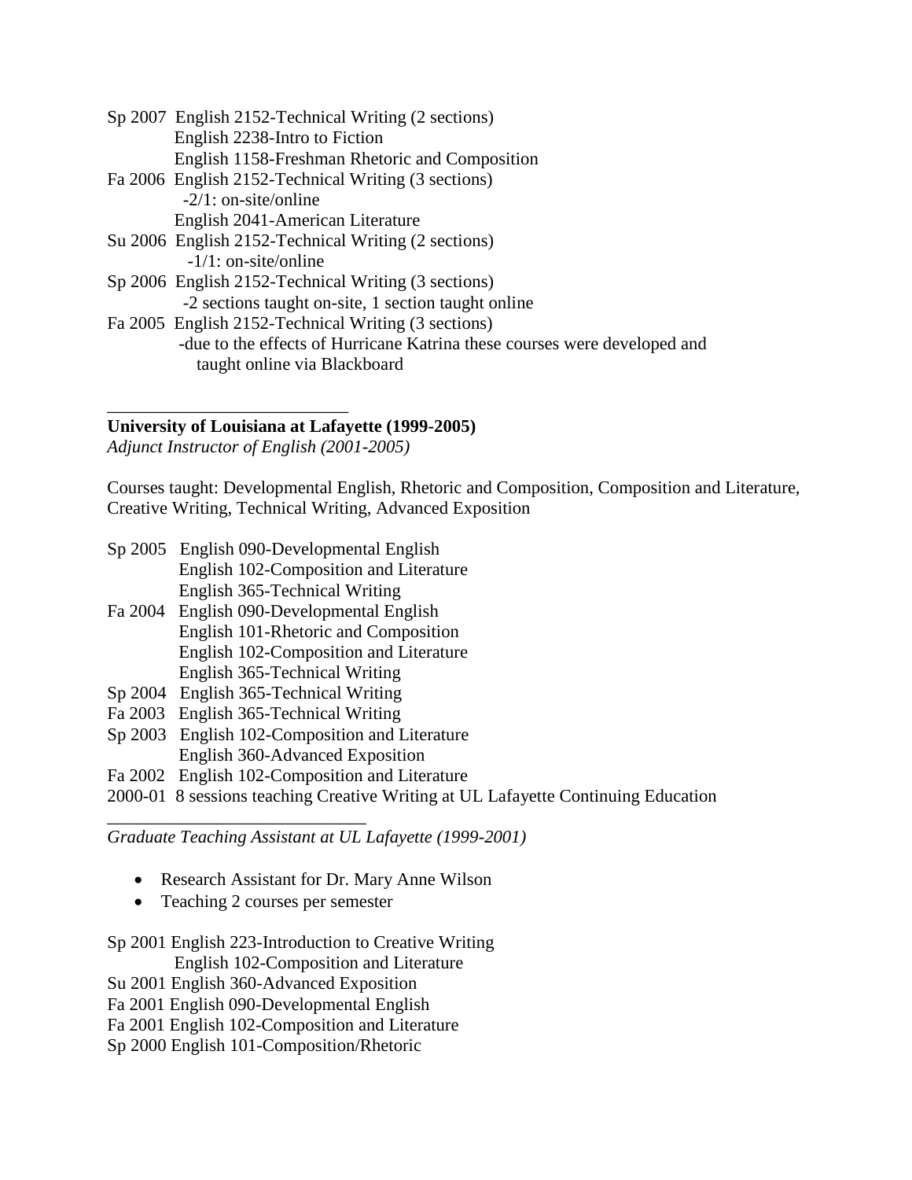Sp 2007 English 2152-Technical Writing (2 sections)
English 2238-Intro to Fiction
English 1158-Freshman Rhetoric and Composition

Fa 2006 English 2152-Technical Writing (3 sections)
-2/1: on-site/online
English 2041-American Literature

Su 2006 English 2152-Technical Writing (2 sections)
-1/1: on-site/online

Sp 2006 English 2152-Technical Writing (3 sections)
-2 sections taught on-site, 1 section taught online

Fa 2005 English 2152-Technical Writing (3 sections)
-due to the effects of Hurricane Katrina these courses were developed and taught online via Blackboard

---

**University of Louisiana at Lafayette (1999-2005)**
*Adjunct Instructor of English (2001-2005)*

Courses taught: Developmental English, Rhetoric and Composition, Composition and Literature, Creative Writing, Technical Writing, Advanced Exposition

Sp 2005 English 090-Developmental English
English 102-Composition and Literature
English 365-Technical Writing

Fa 2004 English 090-Developmental English
English 101-Rhetoric and Composition
English 102-Composition and Literature
English 365-Technical Writing

Sp 2004 English 365-Technical Writing

Fa 2003 English 365-Technical Writing

Sp 2003 English 102-Composition and Literature
English 360-Advanced Exposition

Fa 2002 English 102-Composition and Literature

2000-01 8 sessions teaching Creative Writing at UL Lafayette Continuing Education

---

*Graduate Teaching Assistant at UL Lafayette (1999-2001)*

- Research Assistant for Dr. Mary Anne Wilson
- Teaching 2 courses per semester

Sp 2001 English 223-Introduction to Creative Writing
English 102-Composition and Literature

Su 2001 English 360-Advanced Exposition

Fa 2001 English 090-Developmental English

Fa 2001 English 102-Composition and Literature

Sp 2000 English 101-Composition/Rhetoric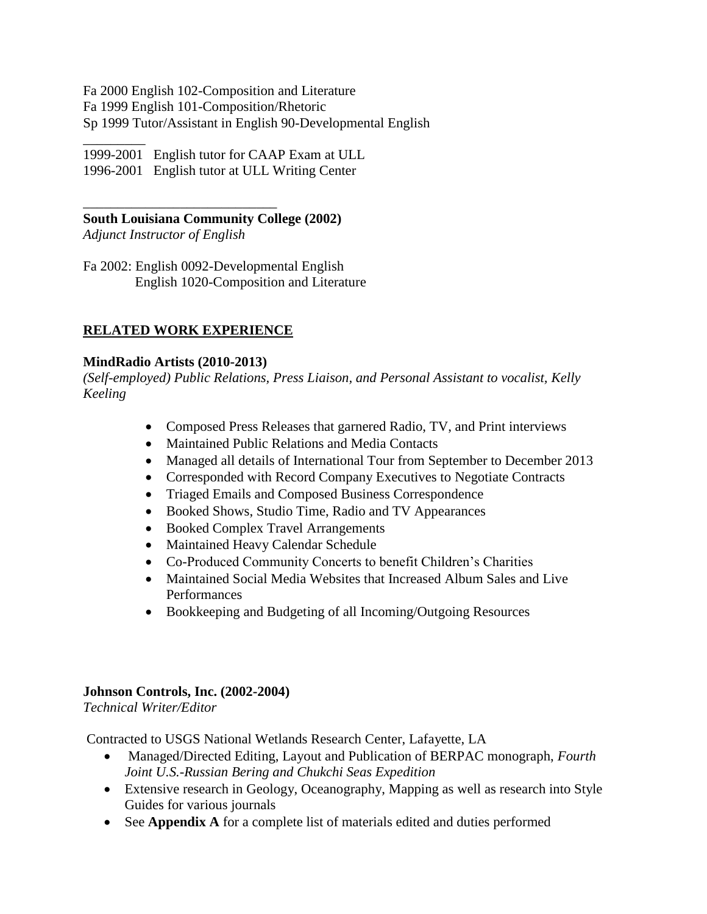Fa 2000 English 102-Composition and Literature
Fa 1999 English 101-Composition/Rhetoric
Sp 1999 Tutor/Assistant in English 90-Developmental English

---

1999-2001 English tutor for CAAP Exam at ULL
1996-2001 English tutor at ULL Writing Center

---

**South Louisiana Community College (2002)**
*Adjunct Instructor of English*

Fa 2002: English 0092-Developmental English
English 1020-Composition and Literature

## RELATED WORK EXPERIENCE

**MindRadio Artists (2010-2013)**
*(Self-employed) Public Relations, Press Liaison, and Personal Assistant to vocalist, Kelly Keeling*

- Composed Press Releases that garnered Radio, TV, and Print interviews
- Maintained Public Relations and Media Contacts
- Managed all details of International Tour from September to December 2013
- Corresponded with Record Company Executives to Negotiate Contracts
- Triaged Emails and Composed Business Correspondence
- Booked Shows, Studio Time, Radio and TV Appearances
- Booked Complex Travel Arrangements
- Maintained Heavy Calendar Schedule
- Co-Produced Community Concerts to benefit Children's Charities
- Maintained Social Media Websites that Increased Album Sales and Live Performances
- Bookkeeping and Budgeting of all Incoming/Outgoing Resources

**Johnson Controls, Inc. (2002-2004)**
*Technical Writer/Editor*

Contracted to USGS National Wetlands Research Center, Lafayette, LA

- Managed/Directed Editing, Layout and Publication of BERPAC monograph, *Fourth Joint U.S.-Russian Bering and Chukchi Seas Expedition*
- Extensive research in Geology, Oceanography, Mapping as well as research into Style Guides for various journals
- See **Appendix A** for a complete list of materials edited and duties performed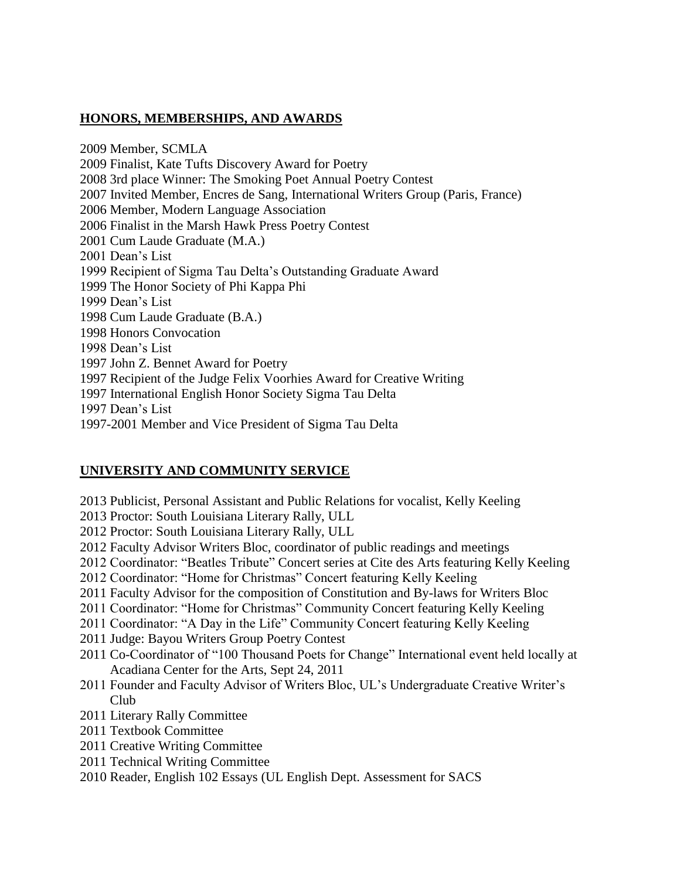## HONORS, MEMBERSHIPS, AND AWARDS

2009 Member, SCMLA
2009 Finalist, Kate Tufts Discovery Award for Poetry
2008 3rd place Winner: The Smoking Poet Annual Poetry Contest
2007 Invited Member, Encres de Sang, International Writers Group (Paris, France)
2006 Member, Modern Language Association
2006 Finalist in the Marsh Hawk Press Poetry Contest
2001 Cum Laude Graduate (M.A.)
2001 Dean's List
1999 Recipient of Sigma Tau Delta's Outstanding Graduate Award
1999 The Honor Society of Phi Kappa Phi
1999 Dean's List
1998 Cum Laude Graduate (B.A.)
1998 Honors Convocation
1998 Dean's List
1997 John Z. Bennet Award for Poetry
1997 Recipient of the Judge Felix Voorhies Award for Creative Writing
1997 International English Honor Society Sigma Tau Delta
1997 Dean's List
1997-2001 Member and Vice President of Sigma Tau Delta

## UNIVERSITY AND COMMUNITY SERVICE

2013 Publicist, Personal Assistant and Public Relations for vocalist, Kelly Keeling
2013 Proctor: South Louisiana Literary Rally, ULL
2012 Proctor: South Louisiana Literary Rally, ULL
2012 Faculty Advisor Writers Bloc, coordinator of public readings and meetings
2012 Coordinator: "Beatles Tribute" Concert series at Cite des Arts featuring Kelly Keeling
2012 Coordinator: "Home for Christmas" Concert featuring Kelly Keeling
2011 Faculty Advisor for the composition of Constitution and By-laws for Writers Bloc
2011 Coordinator: "Home for Christmas" Community Concert featuring Kelly Keeling
2011 Coordinator: "A Day in the Life" Community Concert featuring Kelly Keeling
2011 Judge: Bayou Writers Group Poetry Contest
2011 Co-Coordinator of "100 Thousand Poets for Change" International event held locally at Acadiana Center for the Arts, Sept 24, 2011
2011 Founder and Faculty Advisor of Writers Bloc, UL's Undergraduate Creative Writer's Club
2011 Literary Rally Committee
2011 Textbook Committee
2011 Creative Writing Committee
2011 Technical Writing Committee
2010 Reader, English 102 Essays (UL English Dept. Assessment for SACS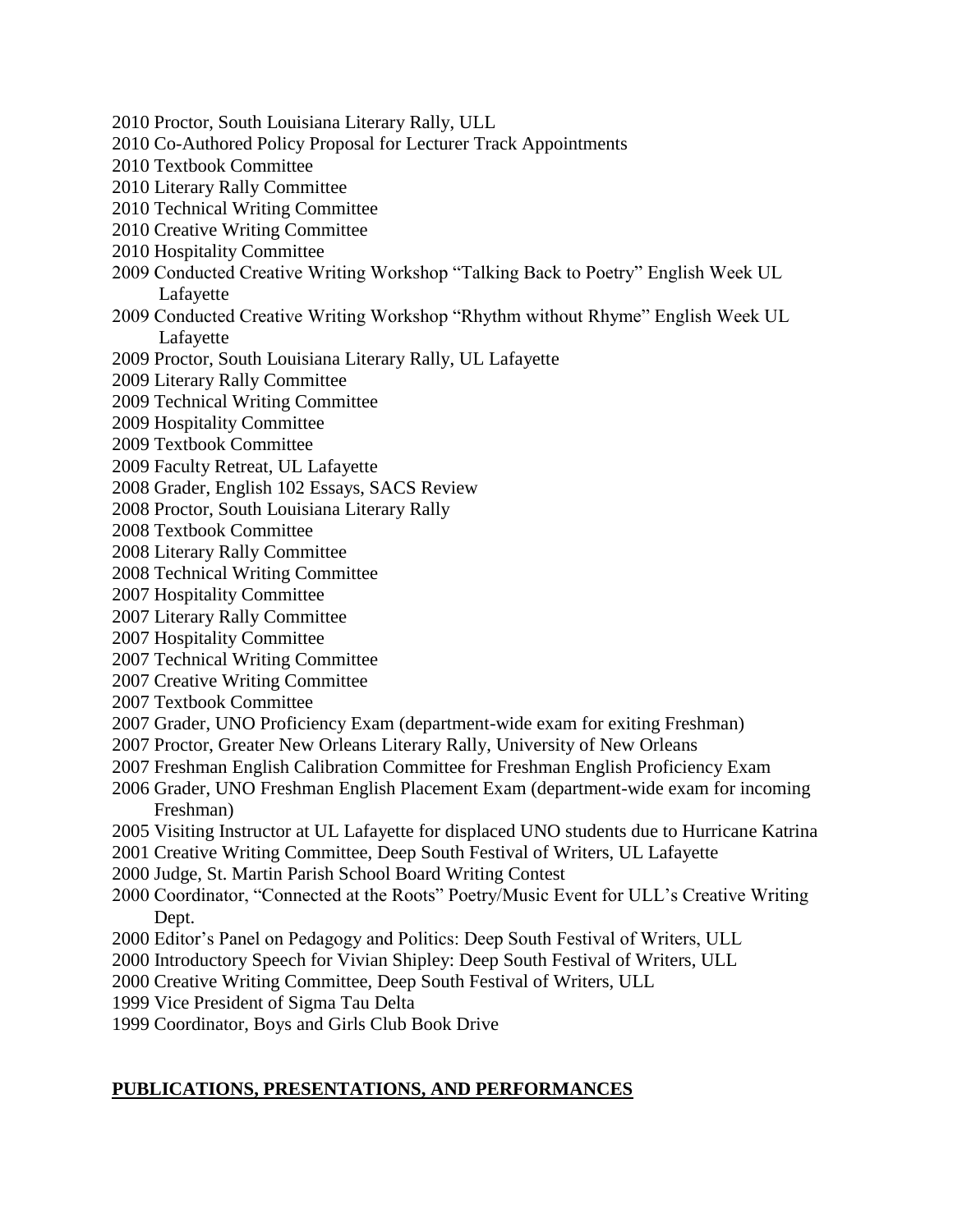2010 Proctor, South Louisiana Literary Rally, ULL
2010 Co-Authored Policy Proposal for Lecturer Track Appointments
2010 Textbook Committee
2010 Literary Rally Committee
2010 Technical Writing Committee
2010 Creative Writing Committee
2010 Hospitality Committee
2009 Conducted Creative Writing Workshop "Talking Back to Poetry" English Week UL Lafayette
2009 Conducted Creative Writing Workshop "Rhythm without Rhyme" English Week UL Lafayette
2009 Proctor, South Louisiana Literary Rally, UL Lafayette
2009 Literary Rally Committee
2009 Technical Writing Committee
2009 Hospitality Committee
2009 Textbook Committee
2009 Faculty Retreat, UL Lafayette
2008 Grader, English 102 Essays, SACS Review
2008 Proctor, South Louisiana Literary Rally
2008 Textbook Committee
2008 Literary Rally Committee
2008 Technical Writing Committee
2007 Hospitality Committee
2007 Literary Rally Committee
2007 Hospitality Committee
2007 Technical Writing Committee
2007 Creative Writing Committee
2007 Textbook Committee
2007 Grader, UNO Proficiency Exam (department-wide exam for exiting Freshman)
2007 Proctor, Greater New Orleans Literary Rally, University of New Orleans
2007 Freshman English Calibration Committee for Freshman English Proficiency Exam
2006 Grader, UNO Freshman English Placement Exam (department-wide exam for incoming Freshman)
2005 Visiting Instructor at UL Lafayette for displaced UNO students due to Hurricane Katrina
2001 Creative Writing Committee, Deep South Festival of Writers, UL Lafayette
2000 Judge, St. Martin Parish School Board Writing Contest
2000 Coordinator, "Connected at the Roots" Poetry/Music Event for ULL's Creative Writing Dept.
2000 Editor's Panel on Pedagogy and Politics: Deep South Festival of Writers, ULL
2000 Introductory Speech for Vivian Shipley: Deep South Festival of Writers, ULL
2000 Creative Writing Committee, Deep South Festival of Writers, ULL
1999 Vice President of Sigma Tau Delta
1999 Coordinator, Boys and Girls Club Book Drive

## PUBLICATIONS, PRESENTATIONS, AND PERFORMANCES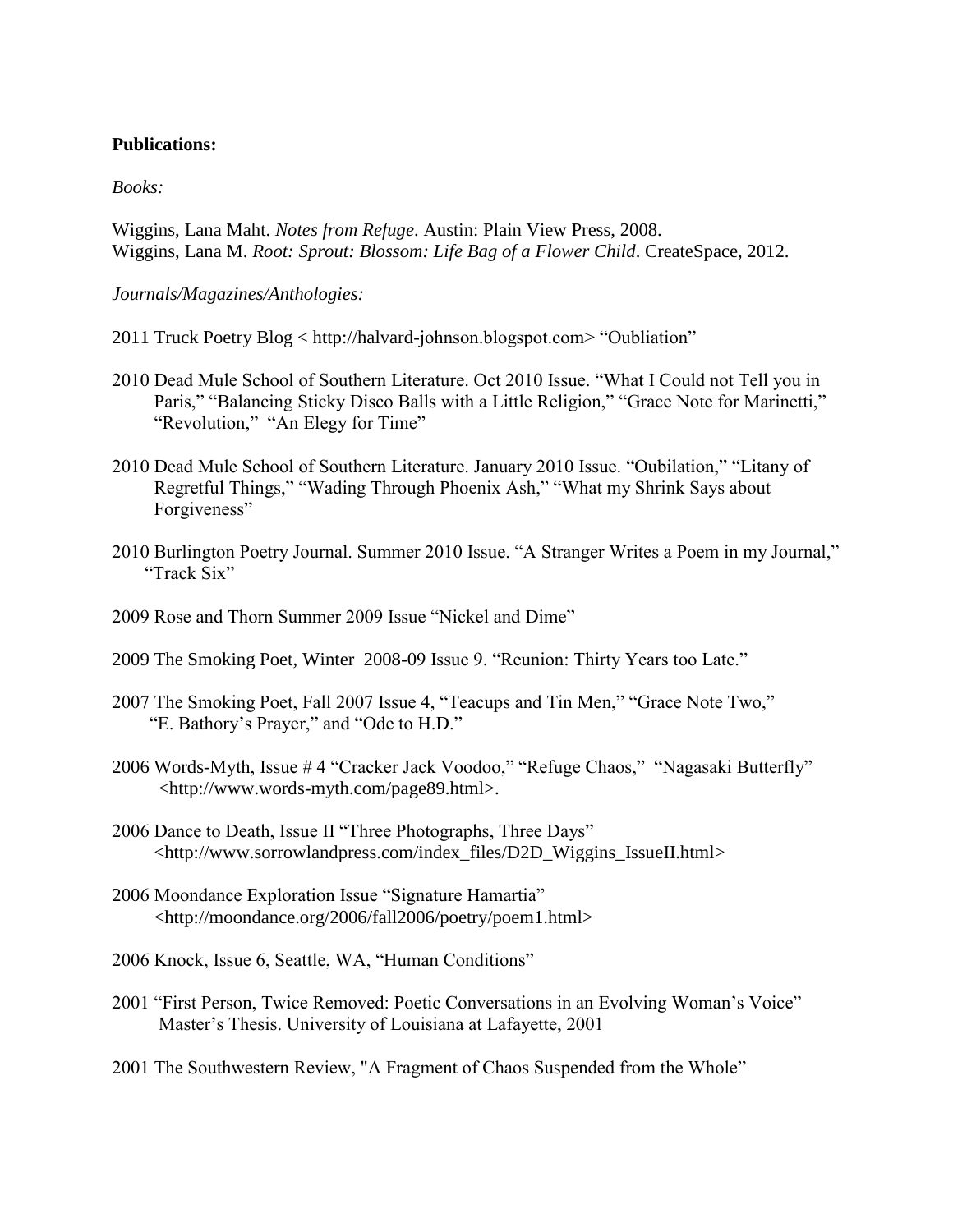**Publications:**

*Books:*

Wiggins, Lana Maht. *Notes from Refuge*. Austin: Plain View Press, 2008.
Wiggins, Lana M. *Root: Sprout: Blossom: Life Bag of a Flower Child*. CreateSpace, 2012.

*Journals/Magazines/Anthologies:*

2011 Truck Poetry Blog < http://halvard-johnson.blogspot.com> "Oubliation"

2010 Dead Mule School of Southern Literature. Oct 2010 Issue. "What I Could not Tell you in Paris," "Balancing Sticky Disco Balls with a Little Religion," "Grace Note for Marinetti," "Revolution," "An Elegy for Time"

2010 Dead Mule School of Southern Literature. January 2010 Issue. "Oubilation," "Litany of Regretful Things," "Wading Through Phoenix Ash," "What my Shrink Says about Forgiveness"

2010 Burlington Poetry Journal. Summer 2010 Issue. "A Stranger Writes a Poem in my Journal," "Track Six"

2009 Rose and Thorn Summer 2009 Issue "Nickel and Dime"

2009 The Smoking Poet, Winter 2008-09 Issue 9. "Reunion: Thirty Years too Late."

2007 The Smoking Poet, Fall 2007 Issue 4, "Teacups and Tin Men," "Grace Note Two," "E. Bathory's Prayer," and "Ode to H.D."

2006 Words-Myth, Issue # 4 "Cracker Jack Voodoo," "Refuge Chaos," "Nagasaki Butterfly" <http://www.words-myth.com/page89.html>.

2006 Dance to Death, Issue II "Three Photographs, Three Days" <http://www.sorrowlandpress.com/index_files/D2D_Wiggins_IssueII.html>

2006 Moondance Exploration Issue "Signature Hamartia" <http://moondance.org/2006/fall2006/poetry/poem1.html>

2006 Knock, Issue 6, Seattle, WA, "Human Conditions"

2001 "First Person, Twice Removed: Poetic Conversations in an Evolving Woman's Voice" Master's Thesis. University of Louisiana at Lafayette, 2001

2001 The Southwestern Review, "A Fragment of Chaos Suspended from the Whole"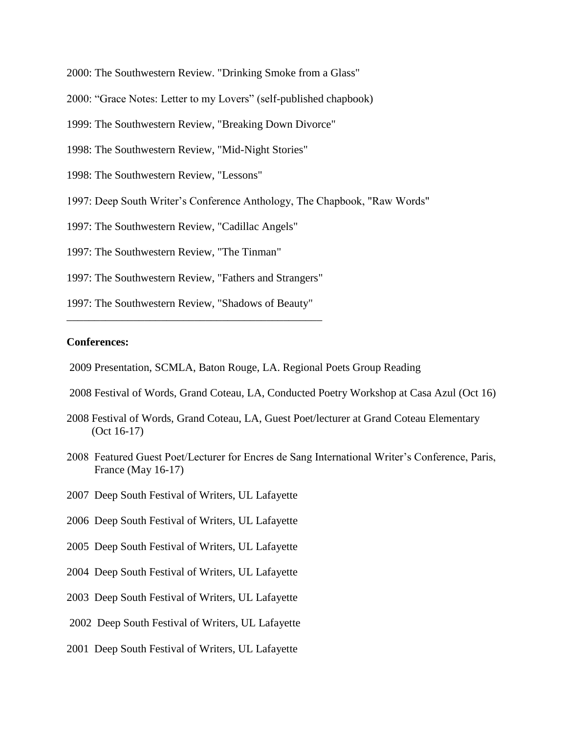2000: The Southwestern Review. "Drinking Smoke from a Glass"

2000: "Grace Notes: Letter to my Lovers" (self-published chapbook)

1999: The Southwestern Review, "Breaking Down Divorce"

1998: The Southwestern Review, "Mid-Night Stories"

1998: The Southwestern Review, "Lessons"

1997: Deep South Writer's Conference Anthology, The Chapbook, "Raw Words"

1997: The Southwestern Review, "Cadillac Angels"

1997: The Southwestern Review, "The Tinman"

1997: The Southwestern Review, "Fathers and Strangers"

1997: The Southwestern Review, "Shadows of Beauty"

---

**Conferences:**

2009 Presentation, SCMLA, Baton Rouge, LA. Regional Poets Group Reading

2008 Festival of Words, Grand Coteau, LA, Conducted Poetry Workshop at Casa Azul (Oct 16)

2008 Festival of Words, Grand Coteau, LA, Guest Poet/lecturer at Grand Coteau Elementary (Oct 16-17)

2008 Featured Guest Poet/Lecturer for Encres de Sang International Writer's Conference, Paris, France (May 16-17)

2007 Deep South Festival of Writers, UL Lafayette

2006 Deep South Festival of Writers, UL Lafayette

2005 Deep South Festival of Writers, UL Lafayette

2004 Deep South Festival of Writers, UL Lafayette

2003 Deep South Festival of Writers, UL Lafayette

2002 Deep South Festival of Writers, UL Lafayette

2001 Deep South Festival of Writers, UL Lafayette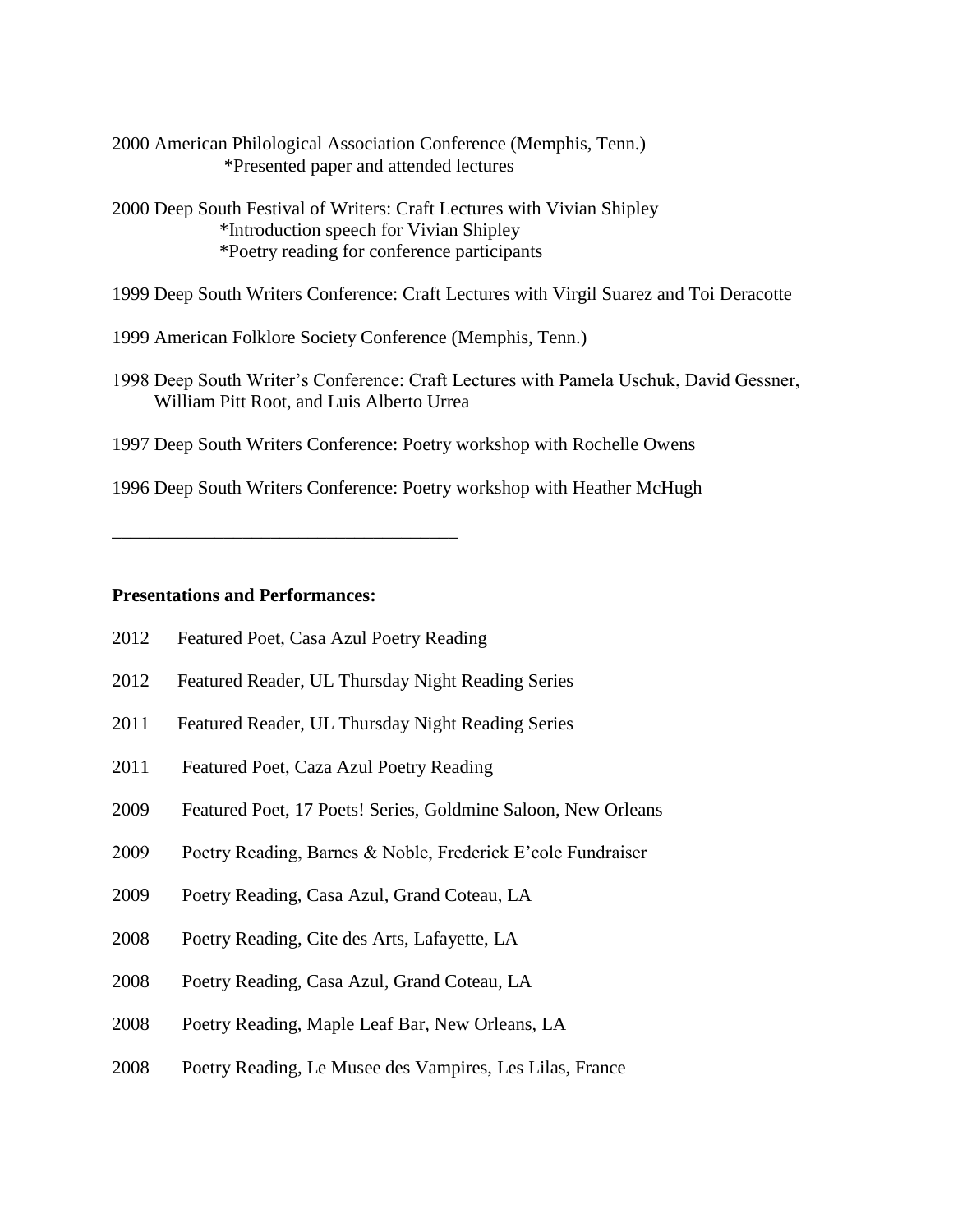2000 American Philological Association Conference (Memphis, Tenn.)
- *Presented paper and attended lectures

2000 Deep South Festival of Writers: Craft Lectures with Vivian Shipley
- *Introduction speech for Vivian Shipley
- *Poetry reading for conference participants

1999 Deep South Writers Conference: Craft Lectures with Virgil Suarez and Toi Deracotte

1999 American Folklore Society Conference (Memphis, Tenn.)

1998 Deep South Writer's Conference: Craft Lectures with Pamela Uschuk, David Gessner, William Pitt Root, and Luis Alberto Urrea

1997 Deep South Writers Conference: Poetry workshop with Rochelle Owens

1996 Deep South Writers Conference: Poetry workshop with Heather McHugh

---

**Presentations and Performances:**

2012 Featured Poet, Casa Azul Poetry Reading

2012 Featured Reader, UL Thursday Night Reading Series

2011 Featured Reader, UL Thursday Night Reading Series

2011 Featured Poet, Caza Azul Poetry Reading

2009 Featured Poet, 17 Poets! Series, Goldmine Saloon, New Orleans

2009 Poetry Reading, Barnes & Noble, Frederick E'cole Fundraiser

2009 Poetry Reading, Casa Azul, Grand Coteau, LA

2008 Poetry Reading, Cite des Arts, Lafayette, LA

2008 Poetry Reading, Casa Azul, Grand Coteau, LA

2008 Poetry Reading, Maple Leaf Bar, New Orleans, LA

2008 Poetry Reading, Le Musee des Vampires, Les Lilas, France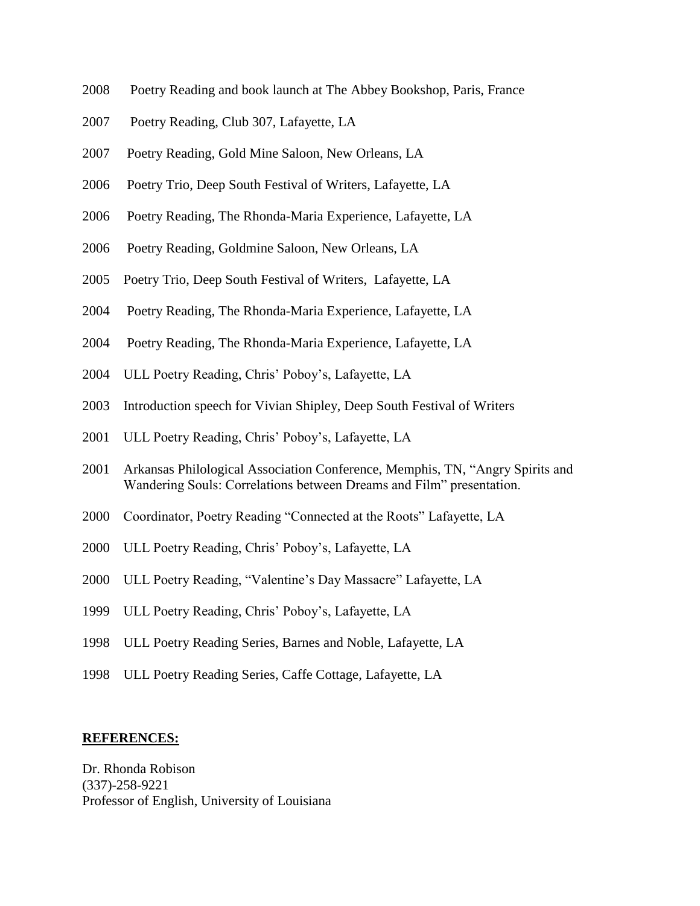2008 Poetry Reading and book launch at The Abbey Bookshop, Paris, France

2007 Poetry Reading, Club 307, Lafayette, LA

2007 Poetry Reading, Gold Mine Saloon, New Orleans, LA

2006 Poetry Trio, Deep South Festival of Writers, Lafayette, LA

2006 Poetry Reading, The Rhonda-Maria Experience, Lafayette, LA

2006 Poetry Reading, Goldmine Saloon, New Orleans, LA

2005 Poetry Trio, Deep South Festival of Writers, Lafayette, LA

2004 Poetry Reading, The Rhonda-Maria Experience, Lafayette, LA

2004 Poetry Reading, The Rhonda-Maria Experience, Lafayette, LA

2004 ULL Poetry Reading, Chris' Poboy's, Lafayette, LA

2003 Introduction speech for Vivian Shipley, Deep South Festival of Writers

2001 ULL Poetry Reading, Chris' Poboy's, Lafayette, LA

2001 Arkansas Philological Association Conference, Memphis, TN, "Angry Spirits and Wandering Souls: Correlations between Dreams and Film" presentation.

2000 Coordinator, Poetry Reading "Connected at the Roots" Lafayette, LA

2000 ULL Poetry Reading, Chris' Poboy's, Lafayette, LA

2000 ULL Poetry Reading, "Valentine's Day Massacre" Lafayette, LA

1999 ULL Poetry Reading, Chris' Poboy's, Lafayette, LA

1998 ULL Poetry Reading Series, Barnes and Noble, Lafayette, LA

1998 ULL Poetry Reading Series, Caffe Cottage, Lafayette, LA

**REFERENCES:**

Dr. Rhonda Robison
(337)-258-9221
Professor of English, University of Louisiana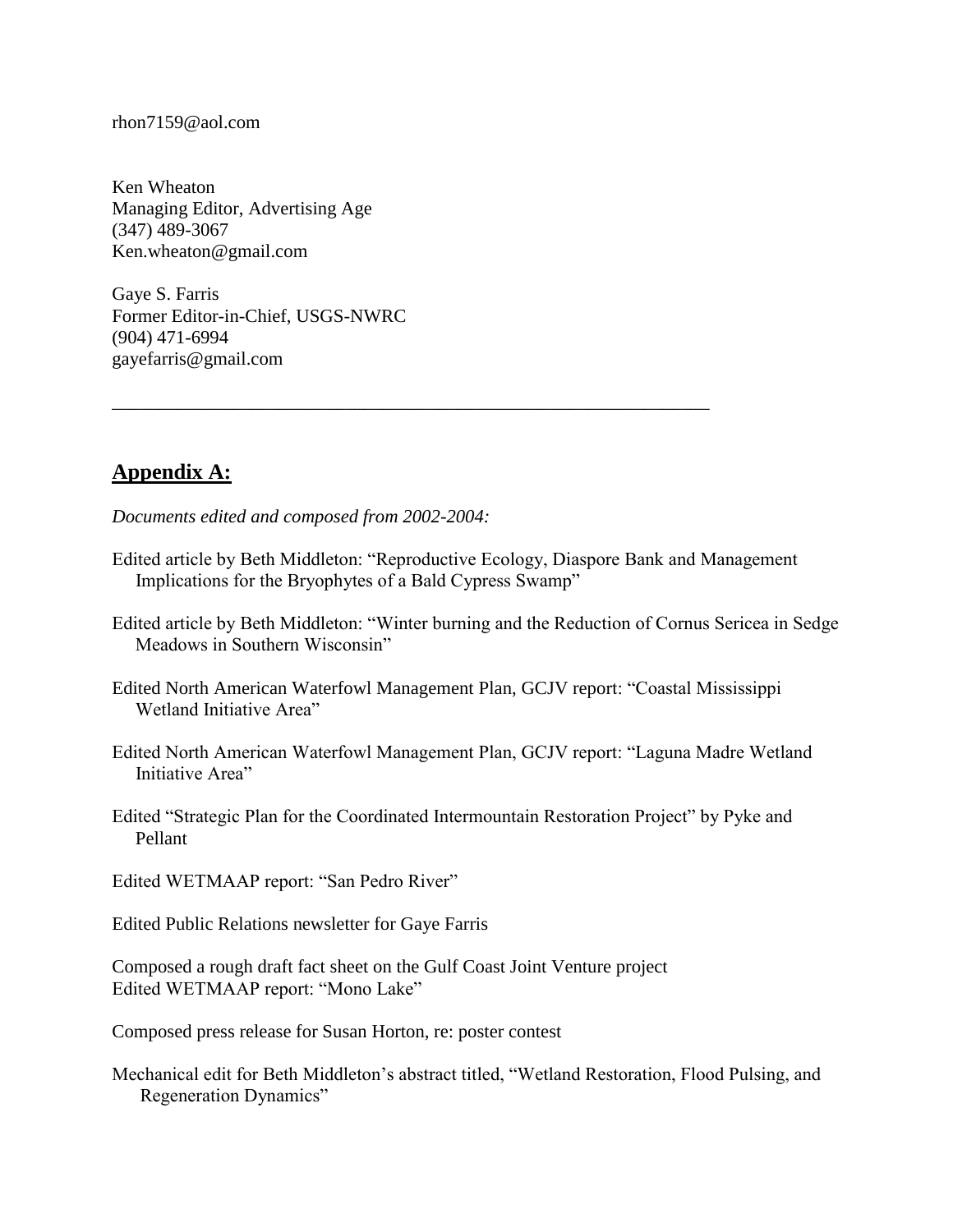rhon7159@aol.com

Ken Wheaton
Managing Editor, Advertising Age
(347) 489-3067
Ken.wheaton@gmail.com

Gaye S. Farris
Former Editor-in-Chief, USGS-NWRC
(904) 471-6994
gayefarris@gmail.com

---

## Appendix A:

*Documents edited and composed from 2002-2004:*

Edited article by Beth Middleton: "Reproductive Ecology, Diaspore Bank and Management Implications for the Bryophytes of a Bald Cypress Swamp"

Edited article by Beth Middleton: "Winter burning and the Reduction of Cornus Sericea in Sedge Meadows in Southern Wisconsin"

Edited North American Waterfowl Management Plan, GCJV report: "Coastal Mississippi Wetland Initiative Area"

Edited North American Waterfowl Management Plan, GCJV report: "Laguna Madre Wetland Initiative Area"

Edited "Strategic Plan for the Coordinated Intermountain Restoration Project" by Pyke and Pellant

Edited WETMAAP report: "San Pedro River"

Edited Public Relations newsletter for Gaye Farris

Composed a rough draft fact sheet on the Gulf Coast Joint Venture project
Edited WETMAAP report: "Mono Lake"

Composed press release for Susan Horton, re: poster contest

Mechanical edit for Beth Middleton's abstract titled, "Wetland Restoration, Flood Pulsing, and Regeneration Dynamics"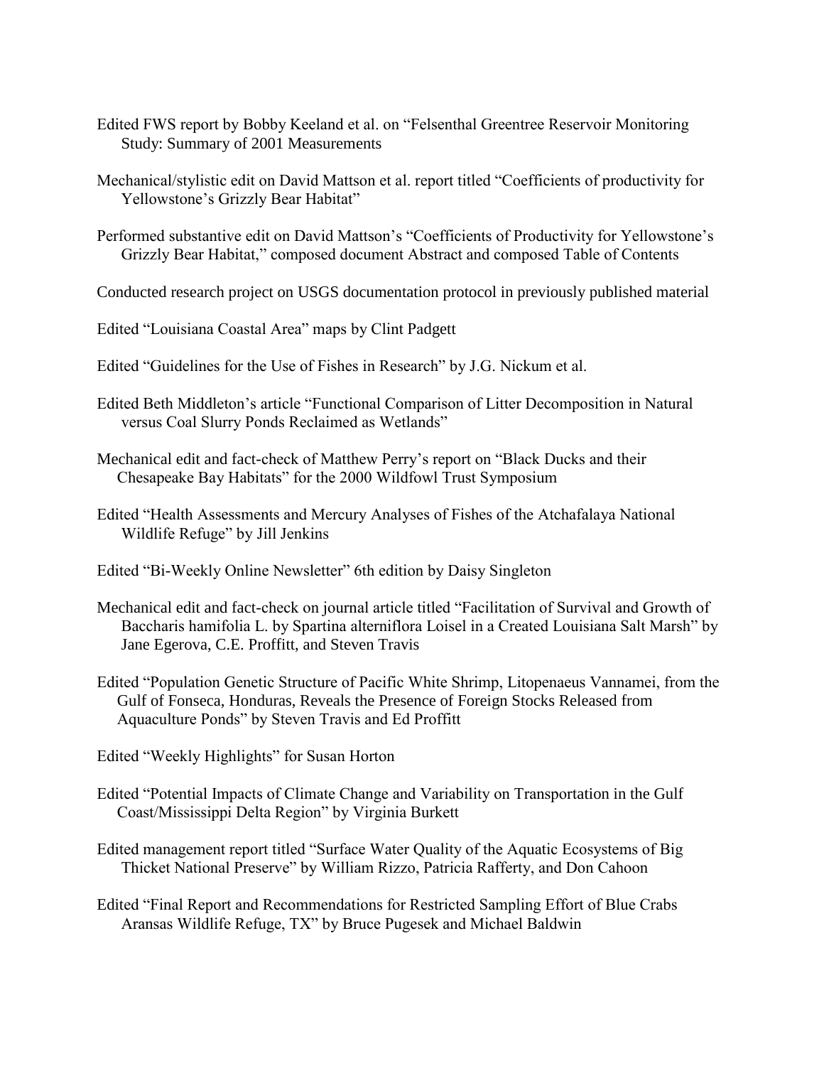Edited FWS report by Bobby Keeland et al. on "Felsenthal Greentree Reservoir Monitoring Study: Summary of 2001 Measurements

Mechanical/stylistic edit on David Mattson et al. report titled "Coefficients of productivity for Yellowstone's Grizzly Bear Habitat"

Performed substantive edit on David Mattson's "Coefficients of Productivity for Yellowstone's Grizzly Bear Habitat," composed document Abstract and composed Table of Contents

Conducted research project on USGS documentation protocol in previously published material

Edited "Louisiana Coastal Area" maps by Clint Padgett

Edited "Guidelines for the Use of Fishes in Research" by J.G. Nickum et al.

Edited Beth Middleton's article "Functional Comparison of Litter Decomposition in Natural versus Coal Slurry Ponds Reclaimed as Wetlands"

Mechanical edit and fact-check of Matthew Perry's report on "Black Ducks and their Chesapeake Bay Habitats" for the 2000 Wildfowl Trust Symposium

Edited "Health Assessments and Mercury Analyses of Fishes of the Atchafalaya National Wildlife Refuge" by Jill Jenkins

Edited "Bi-Weekly Online Newsletter" 6th edition by Daisy Singleton

Mechanical edit and fact-check on journal article titled "Facilitation of Survival and Growth of Baccharis hamifolia L. by Spartina alterniflora Loisel in a Created Louisiana Salt Marsh" by Jane Egerova, C.E. Proffitt, and Steven Travis

Edited "Population Genetic Structure of Pacific White Shrimp, Litopenaeus Vannamei, from the Gulf of Fonseca, Honduras, Reveals the Presence of Foreign Stocks Released from Aquaculture Ponds" by Steven Travis and Ed Proffitt

Edited "Weekly Highlights" for Susan Horton

Edited "Potential Impacts of Climate Change and Variability on Transportation in the Gulf Coast/Mississippi Delta Region" by Virginia Burkett

Edited management report titled "Surface Water Quality of the Aquatic Ecosystems of Big Thicket National Preserve" by William Rizzo, Patricia Rafferty, and Don Cahoon

Edited "Final Report and Recommendations for Restricted Sampling Effort of Blue Crabs Aransas Wildlife Refuge, TX" by Bruce Pugesek and Michael Baldwin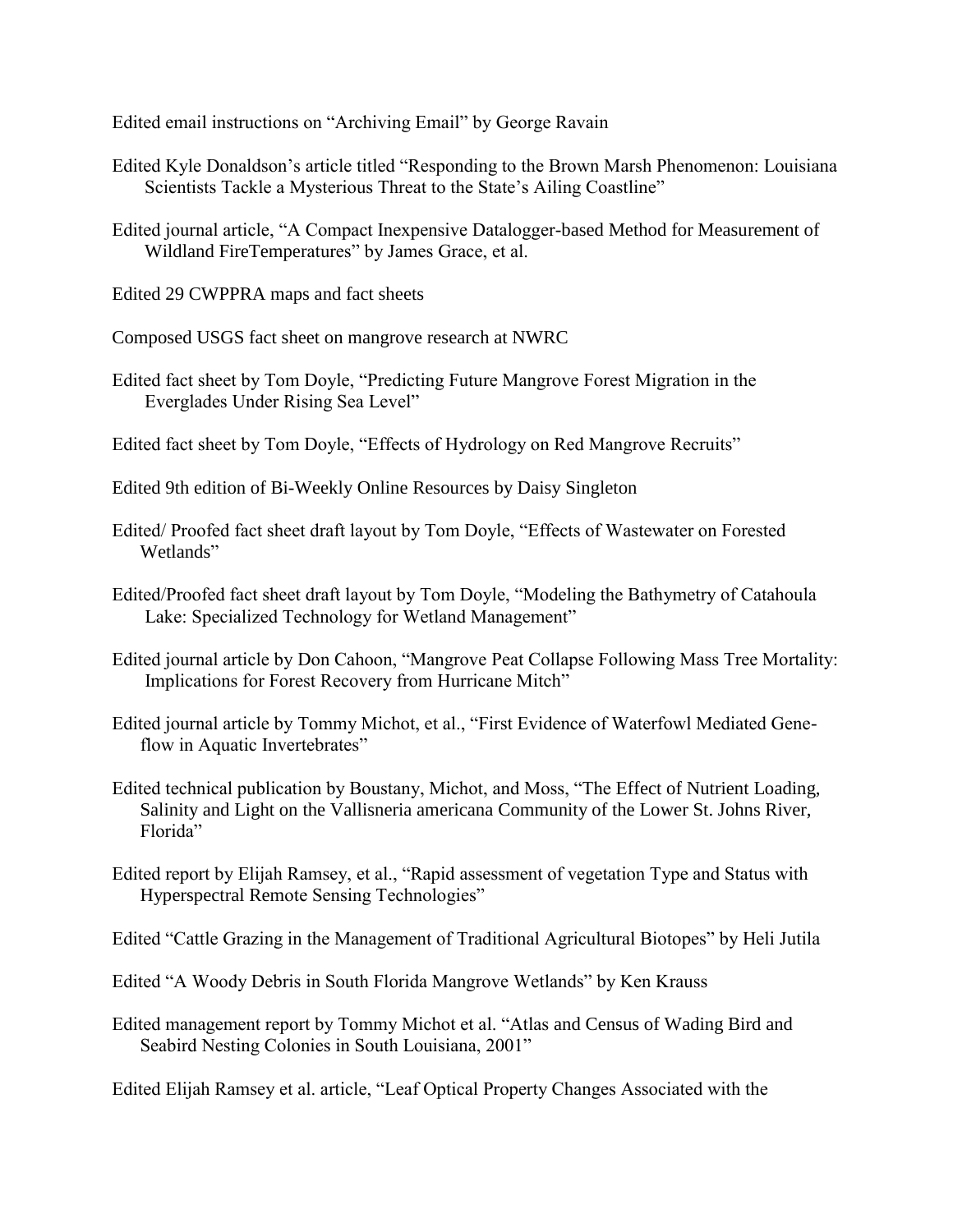Edited email instructions on “Archiving Email” by George Ravain

Edited Kyle Donaldson’s article titled “Responding to the Brown Marsh Phenomenon: Louisiana Scientists Tackle a Mysterious Threat to the State’s Ailing Coastline”

Edited journal article, “A Compact Inexpensive Datalogger-based Method for Measurement of Wildland FireTemperatures” by James Grace, et al.

Edited 29 CWPPRA maps and fact sheets

Composed USGS fact sheet on mangrove research at NWRC

Edited fact sheet by Tom Doyle, “Predicting Future Mangrove Forest Migration in the Everglades Under Rising Sea Level”

Edited fact sheet by Tom Doyle, “Effects of Hydrology on Red Mangrove Recruits”

Edited 9th edition of Bi-Weekly Online Resources by Daisy Singleton

Edited/ Proofed fact sheet draft layout by Tom Doyle, “Effects of Wastewater on Forested Wetlands”

Edited/Proofed fact sheet draft layout by Tom Doyle, “Modeling the Bathymetry of Catahoula Lake: Specialized Technology for Wetland Management”

Edited journal article by Don Cahoon, “Mangrove Peat Collapse Following Mass Tree Mortality: Implications for Forest Recovery from Hurricane Mitch”

Edited journal article by Tommy Michot, et al., “First Evidence of Waterfowl Mediated Gene-flow in Aquatic Invertebrates”

Edited technical publication by Boustany, Michot, and Moss, “The Effect of Nutrient Loading, Salinity and Light on the Vallisneria americana Community of the Lower St. Johns River, Florida”

Edited report by Elijah Ramsey, et al., “Rapid assessment of vegetation Type and Status with Hyperspectral Remote Sensing Technologies”

Edited “Cattle Grazing in the Management of Traditional Agricultural Biotopes” by Heli Jutila

Edited “A Woody Debris in South Florida Mangrove Wetlands” by Ken Krauss

Edited management report by Tommy Michot et al. “Atlas and Census of Wading Bird and Seabird Nesting Colonies in South Louisiana, 2001”

Edited Elijah Ramsey et al. article, “Leaf Optical Property Changes Associated with the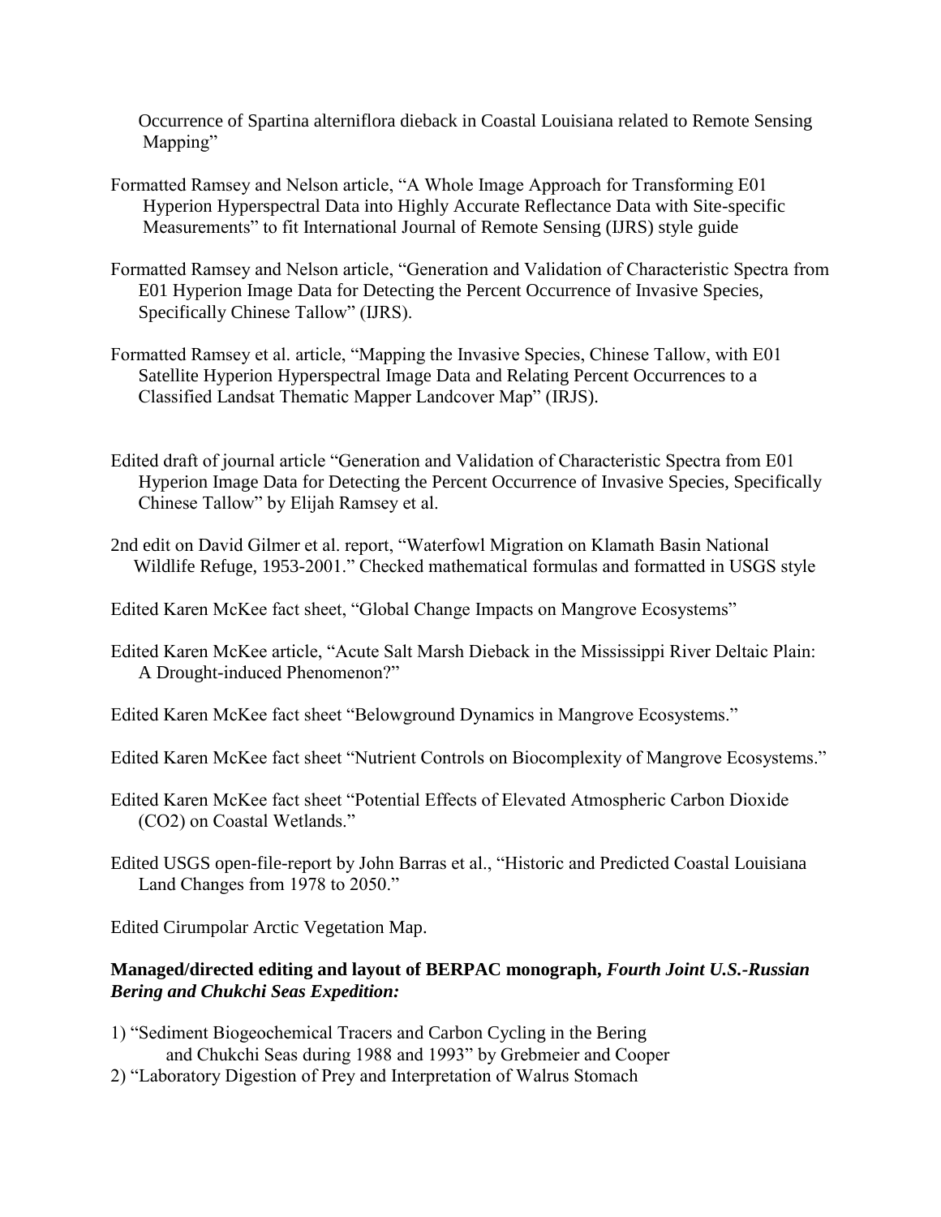Occurrence of Spartina alterniflora dieback in Coastal Louisiana related to Remote Sensing Mapping"

Formatted Ramsey and Nelson article, "A Whole Image Approach for Transforming E01 Hyperion Hyperspectral Data into Highly Accurate Reflectance Data with Site-specific Measurements" to fit International Journal of Remote Sensing (IJRS) style guide

Formatted Ramsey and Nelson article, "Generation and Validation of Characteristic Spectra from E01 Hyperion Image Data for Detecting the Percent Occurrence of Invasive Species, Specifically Chinese Tallow" (IJRS).

Formatted Ramsey et al. article, "Mapping the Invasive Species, Chinese Tallow, with E01 Satellite Hyperion Hyperspectral Image Data and Relating Percent Occurrences to a Classified Landsat Thematic Mapper Landcover Map" (IRJS).

Edited draft of journal article "Generation and Validation of Characteristic Spectra from E01 Hyperion Image Data for Detecting the Percent Occurrence of Invasive Species, Specifically Chinese Tallow" by Elijah Ramsey et al.

2nd edit on David Gilmer et al. report, "Waterfowl Migration on Klamath Basin National Wildlife Refuge, 1953-2001." Checked mathematical formulas and formatted in USGS style

Edited Karen McKee fact sheet, "Global Change Impacts on Mangrove Ecosystems"

Edited Karen McKee article, "Acute Salt Marsh Dieback in the Mississippi River Deltaic Plain: A Drought-induced Phenomenon?"

Edited Karen McKee fact sheet "Belowground Dynamics in Mangrove Ecosystems."

Edited Karen McKee fact sheet "Nutrient Controls on Biocomplexity of Mangrove Ecosystems."

Edited Karen McKee fact sheet "Potential Effects of Elevated Atmospheric Carbon Dioxide ($CO_2$) on Coastal Wetlands."

Edited USGS open-file-report by John Barras et al., "Historic and Predicted Coastal Louisiana Land Changes from 1978 to 2050."

Edited Cirumpolar Arctic Vegetation Map.

**Managed/directed editing and layout of BERPAC monograph, *Fourth Joint U.S.-Russian Bering and Chukchi Seas Expedition:***

1) "Sediment Biogeochemical Tracers and Carbon Cycling in the Bering and Chukchi Seas during 1988 and 1993" by Grebmeier and Cooper
2) "Laboratory Digestion of Prey and Interpretation of Walrus Stomach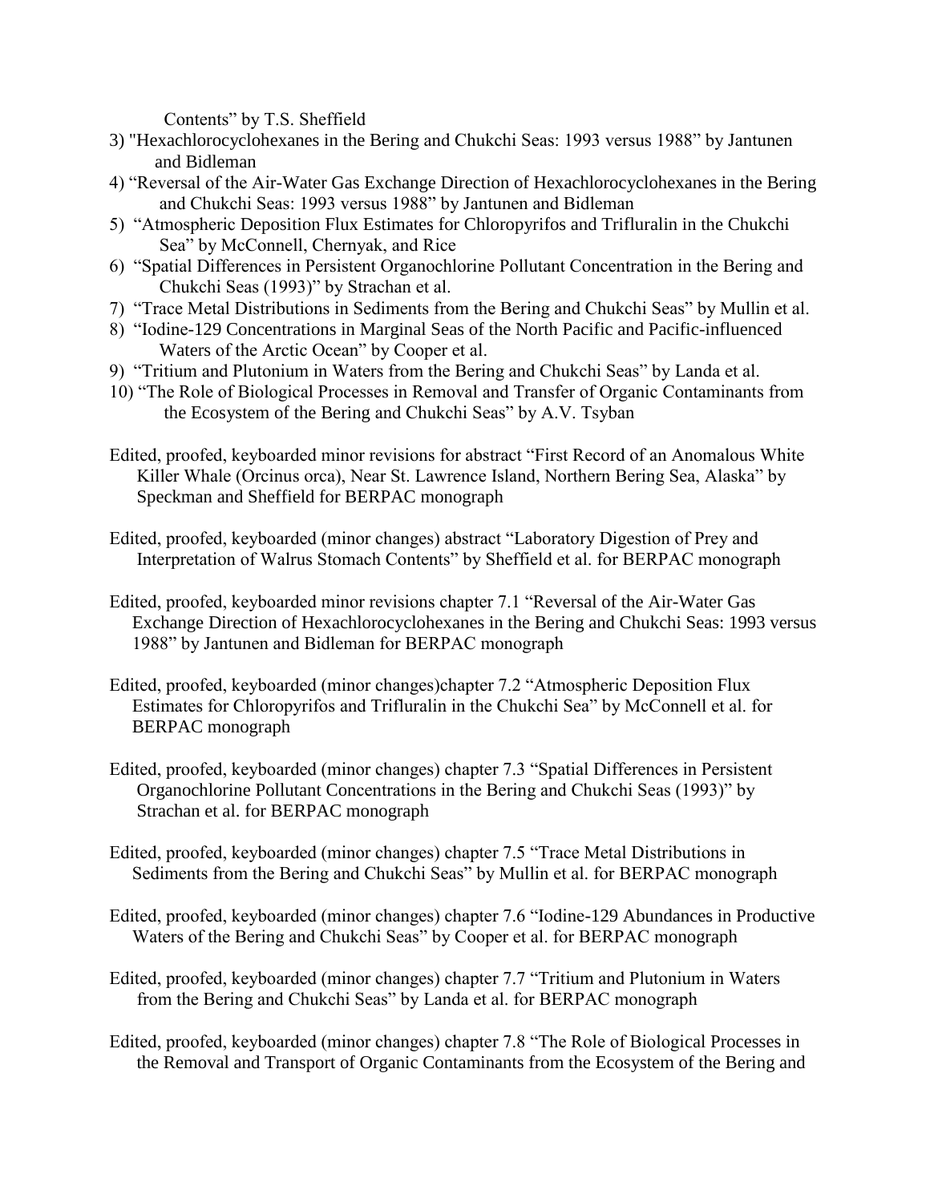Contents" by T.S. Sheffield

3) "Hexachlorocyclohexanes in the Bering and Chukchi Seas: 1993 versus 1988" by Jantunen and Bidleman
4) "Reversal of the Air-Water Gas Exchange Direction of Hexachlorocyclohexanes in the Bering and Chukchi Seas: 1993 versus 1988" by Jantunen and Bidleman
5) "Atmospheric Deposition Flux Estimates for Chloropyrifos and Trifluralin in the Chukchi Sea" by McConnell, Chernyak, and Rice
6) "Spatial Differences in Persistent Organochlorine Pollutant Concentration in the Bering and Chukchi Seas (1993)" by Strachan et al.
7) "Trace Metal Distributions in Sediments from the Bering and Chukchi Seas" by Mullin et al.
8) "Iodine-129 Concentrations in Marginal Seas of the North Pacific and Pacific-influenced Waters of the Arctic Ocean" by Cooper et al.
9) "Tritium and Plutonium in Waters from the Bering and Chukchi Seas" by Landa et al.
10) "The Role of Biological Processes in Removal and Transfer of Organic Contaminants from the Ecosystem of the Bering and Chukchi Seas" by A.V. Tsyban

Edited, proofed, keyboarded minor revisions for abstract "First Record of an Anomalous White Killer Whale (Orcinus orca), Near St. Lawrence Island, Northern Bering Sea, Alaska" by Speckman and Sheffield for BERPAC monograph

Edited, proofed, keyboarded (minor changes) abstract "Laboratory Digestion of Prey and Interpretation of Walrus Stomach Contents" by Sheffield et al. for BERPAC monograph

Edited, proofed, keyboarded minor revisions chapter 7.1 "Reversal of the Air-Water Gas Exchange Direction of Hexachlorocyclohexanes in the Bering and Chukchi Seas: 1993 versus 1988" by Jantunen and Bidleman for BERPAC monograph

Edited, proofed, keyboarded (minor changes)chapter 7.2 "Atmospheric Deposition Flux Estimates for Chloropyrifos and Trifluralin in the Chukchi Sea" by McConnell et al. for BERPAC monograph

Edited, proofed, keyboarded (minor changes) chapter 7.3 "Spatial Differences in Persistent Organochlorine Pollutant Concentrations in the Bering and Chukchi Seas (1993)" by Strachan et al. for BERPAC monograph

Edited, proofed, keyboarded (minor changes) chapter 7.5 "Trace Metal Distributions in Sediments from the Bering and Chukchi Seas" by Mullin et al. for BERPAC monograph

Edited, proofed, keyboarded (minor changes) chapter 7.6 "Iodine-129 Abundances in Productive Waters of the Bering and Chukchi Seas" by Cooper et al. for BERPAC monograph

Edited, proofed, keyboarded (minor changes) chapter 7.7 "Tritium and Plutonium in Waters from the Bering and Chukchi Seas" by Landa et al. for BERPAC monograph

Edited, proofed, keyboarded (minor changes) chapter 7.8 "The Role of Biological Processes in the Removal and Transport of Organic Contaminants from the Ecosystem of the Bering and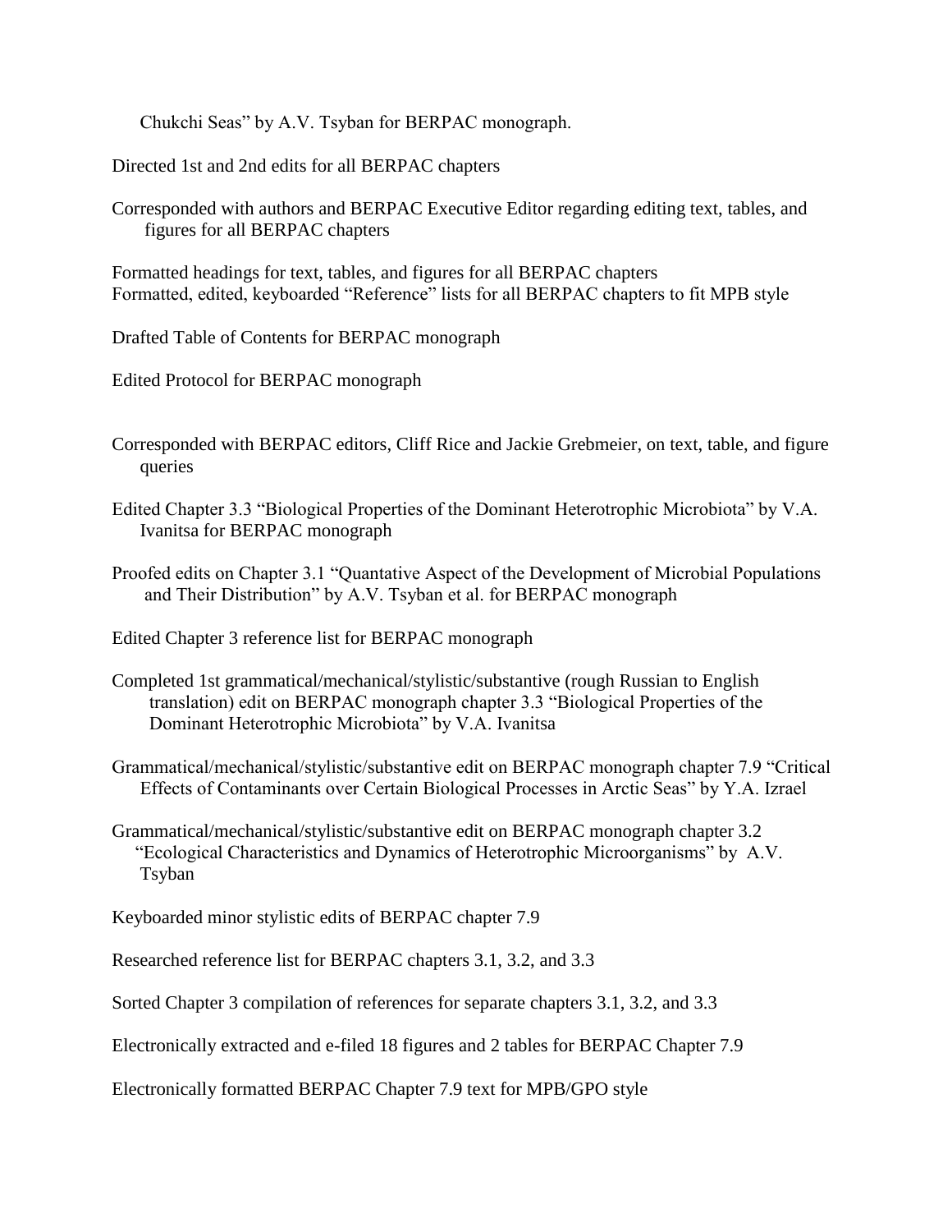Chukchi Seas" by A.V. Tsyban for BERPAC monograph.

Directed 1st and 2nd edits for all BERPAC chapters

Corresponded with authors and BERPAC Executive Editor regarding editing text, tables, and figures for all BERPAC chapters

Formatted headings for text, tables, and figures for all BERPAC chapters
Formatted, edited, keyboarded "Reference" lists for all BERPAC chapters to fit MPB style

Drafted Table of Contents for BERPAC monograph

Edited Protocol for BERPAC monograph

Corresponded with BERPAC editors, Cliff Rice and Jackie Grebmeier, on text, table, and figure queries

Edited Chapter 3.3 "Biological Properties of the Dominant Heterotrophic Microbiota" by V.A. Ivanitsa for BERPAC monograph

Proofed edits on Chapter 3.1 "Quantative Aspect of the Development of Microbial Populations and Their Distribution" by A.V. Tsyban et al. for BERPAC monograph

Edited Chapter 3 reference list for BERPAC monograph

Completed 1st grammatical/mechanical/stylistic/substantive (rough Russian to English translation) edit on BERPAC monograph chapter 3.3 "Biological Properties of the Dominant Heterotrophic Microbiota" by V.A. Ivanitsa

Grammatical/mechanical/stylistic/substantive edit on BERPAC monograph chapter 7.9 "Critical Effects of Contaminants over Certain Biological Processes in Arctic Seas" by Y.A. Izrael

Grammatical/mechanical/stylistic/substantive edit on BERPAC monograph chapter 3.2 "Ecological Characteristics and Dynamics of Heterotrophic Microorganisms" by A.V. Tsyban

Keyboarded minor stylistic edits of BERPAC chapter 7.9

Researched reference list for BERPAC chapters 3.1, 3.2, and 3.3

Sorted Chapter 3 compilation of references for separate chapters 3.1, 3.2, and 3.3

Electronically extracted and e-filed 18 figures and 2 tables for BERPAC Chapter 7.9

Electronically formatted BERPAC Chapter 7.9 text for MPB/GPO style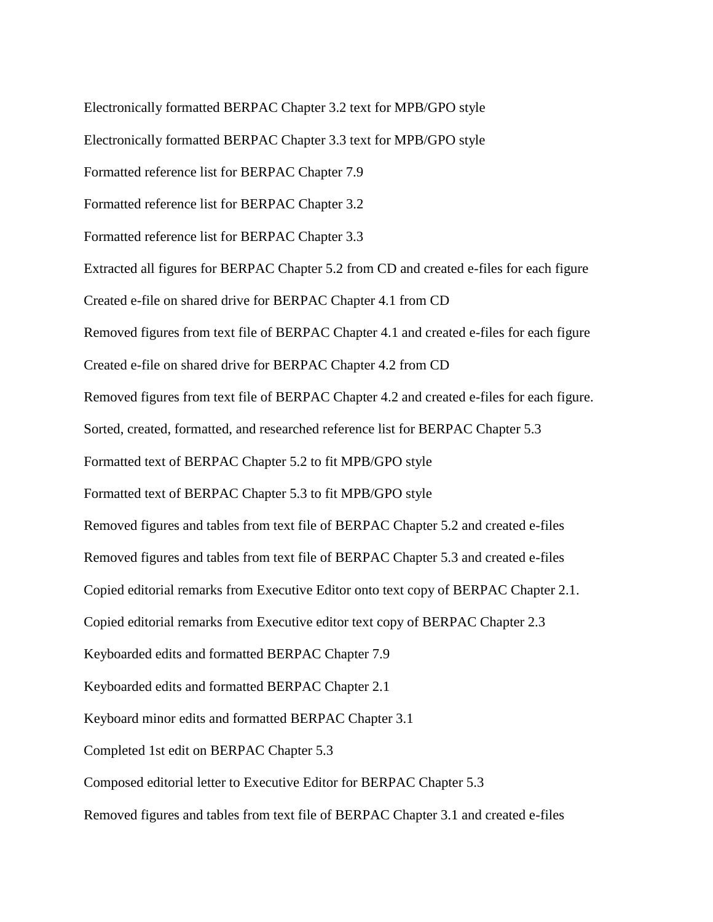Electronically formatted BERPAC Chapter 3.2 text for MPB/GPO style

Electronically formatted BERPAC Chapter 3.3 text for MPB/GPO style

Formatted reference list for BERPAC Chapter 7.9

Formatted reference list for BERPAC Chapter 3.2

Formatted reference list for BERPAC Chapter 3.3

Extracted all figures for BERPAC Chapter 5.2 from CD and created e-files for each figure

Created e-file on shared drive for BERPAC Chapter 4.1 from CD

Removed figures from text file of BERPAC Chapter 4.1 and created e-files for each figure

Created e-file on shared drive for BERPAC Chapter 4.2 from CD

Removed figures from text file of BERPAC Chapter 4.2 and created e-files for each figure.

Sorted, created, formatted, and researched reference list for BERPAC Chapter 5.3

Formatted text of BERPAC Chapter 5.2 to fit MPB/GPO style

Formatted text of BERPAC Chapter 5.3 to fit MPB/GPO style

Removed figures and tables from text file of BERPAC Chapter 5.2 and created e-files

Removed figures and tables from text file of BERPAC Chapter 5.3 and created e-files

Copied editorial remarks from Executive Editor onto text copy of BERPAC Chapter 2.1.

Copied editorial remarks from Executive editor text copy of BERPAC Chapter 2.3

Keyboarded edits and formatted BERPAC Chapter 7.9

Keyboarded edits and formatted BERPAC Chapter 2.1

Keyboard minor edits and formatted BERPAC Chapter 3.1

Completed 1st edit on BERPAC Chapter 5.3

Composed editorial letter to Executive Editor for BERPAC Chapter 5.3

Removed figures and tables from text file of BERPAC Chapter 3.1 and created e-files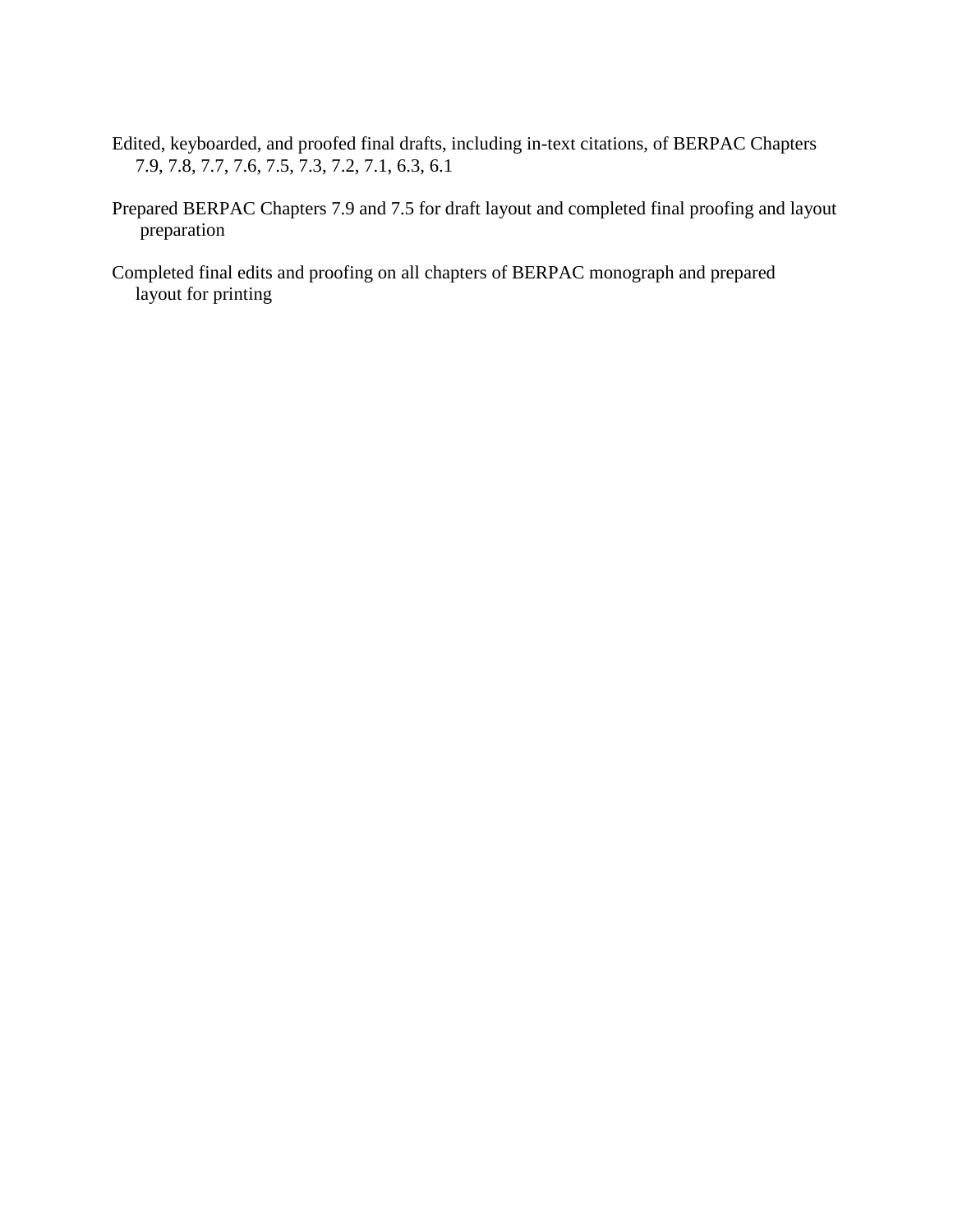Edited, keyboarded, and proofed final drafts, including in-text citations, of BERPAC Chapters 7.9, 7.8, 7.7, 7.6, 7.5, 7.3, 7.2, 7.1, 6.3, 6.1

Prepared BERPAC Chapters 7.9 and 7.5 for draft layout and completed final proofing and layout preparation

Completed final edits and proofing on all chapters of BERPAC monograph and prepared layout for printing